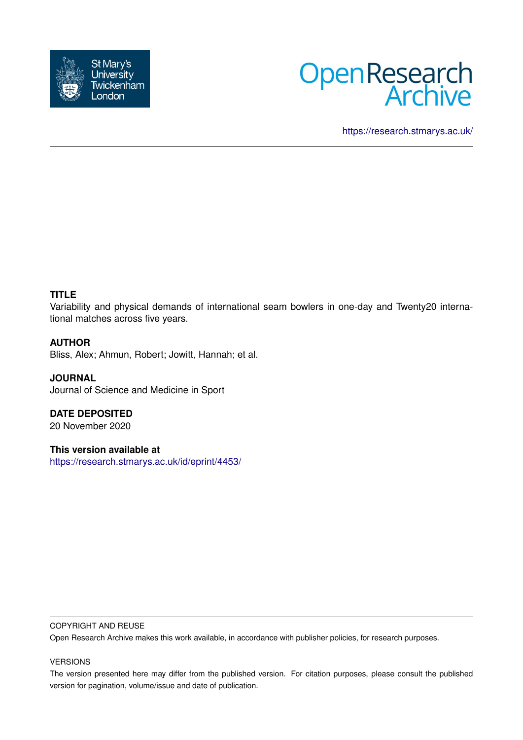St Mary's University Twickenham London

Open Research Archive

https://research.stmarys.ac.uk/

**TITLE**

Variability and physical demands of international seam bowlers in one-day and Twenty20 international matches across five years.

**AUTHOR**

Bliss, Alex; Ahmun, Robert; Jowitt, Hannah; et al.

**JOURNAL**

Journal of Science and Medicine in Sport

**DATE DEPOSITED**

20 November 2020

**This version available at**

https://research.stmarys.ac.uk/id/eprint/4453/

COPYRIGHT AND REUSE

Open Research Archive makes this work available, in accordance with publisher policies, for research purposes.

VERSIONS

The version presented here may differ from the published version. For citation purposes, please consult the published version for pagination, volume/issue and date of publication.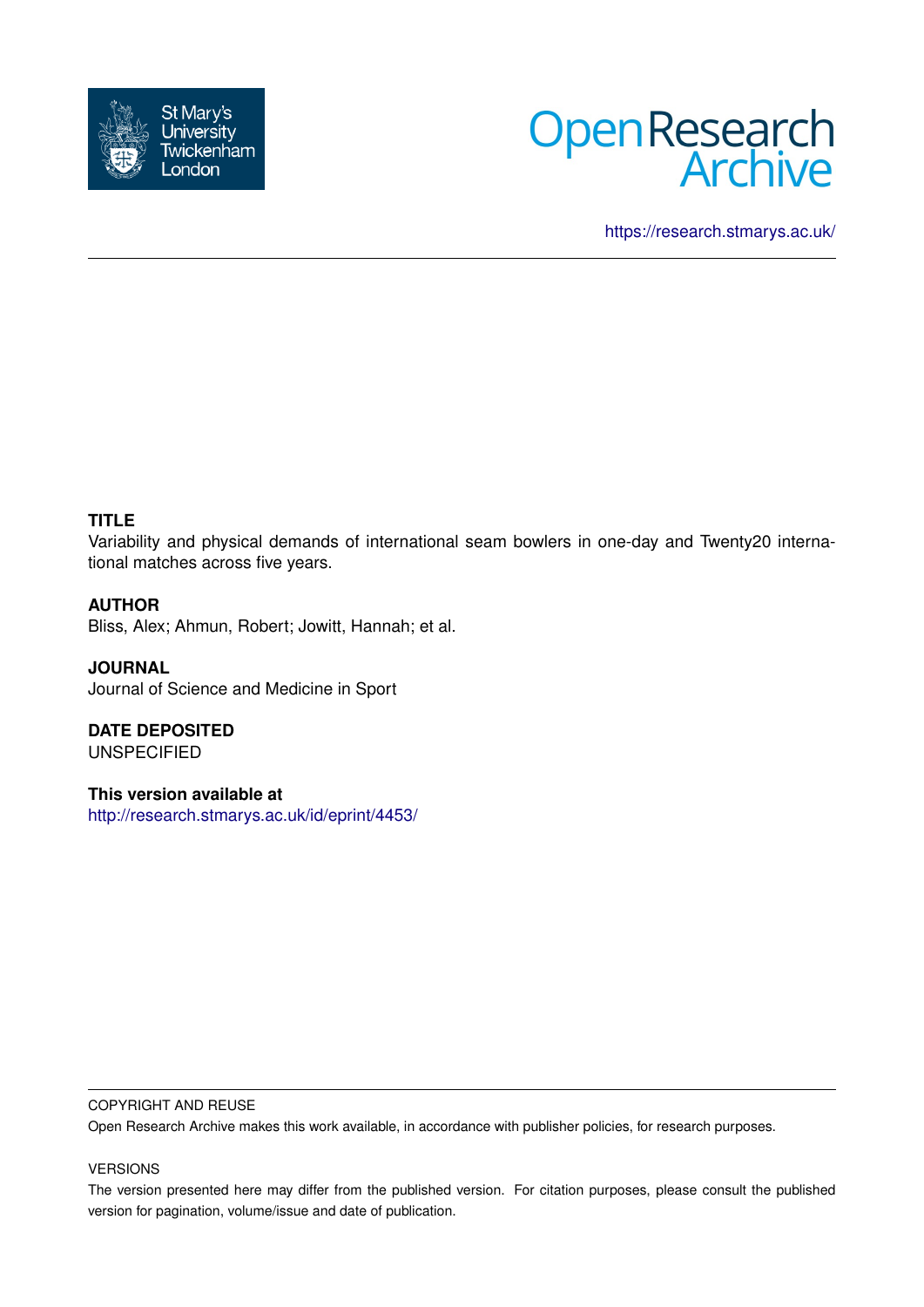https://research.stmarys.ac.uk/

**TITLE**

Variability and physical demands of international seam bowlers in one-day and Twenty20 international matches across five years.

**AUTHOR**

Bliss, Alex; Ahmun, Robert; Jowitt, Hannah; et al.

**JOURNAL**

Journal of Science and Medicine in Sport

**DATE DEPOSITED**

UNSPECIFIED

**This version available at**

http://research.stmarys.ac.uk/id/eprint/4453/

COPYRIGHT AND REUSE

Open Research Archive makes this work available, in accordance with publisher policies, for research purposes.

VERSIONS

The version presented here may differ from the published version. For citation purposes, please consult the published version for pagination, volume/issue and date of publication.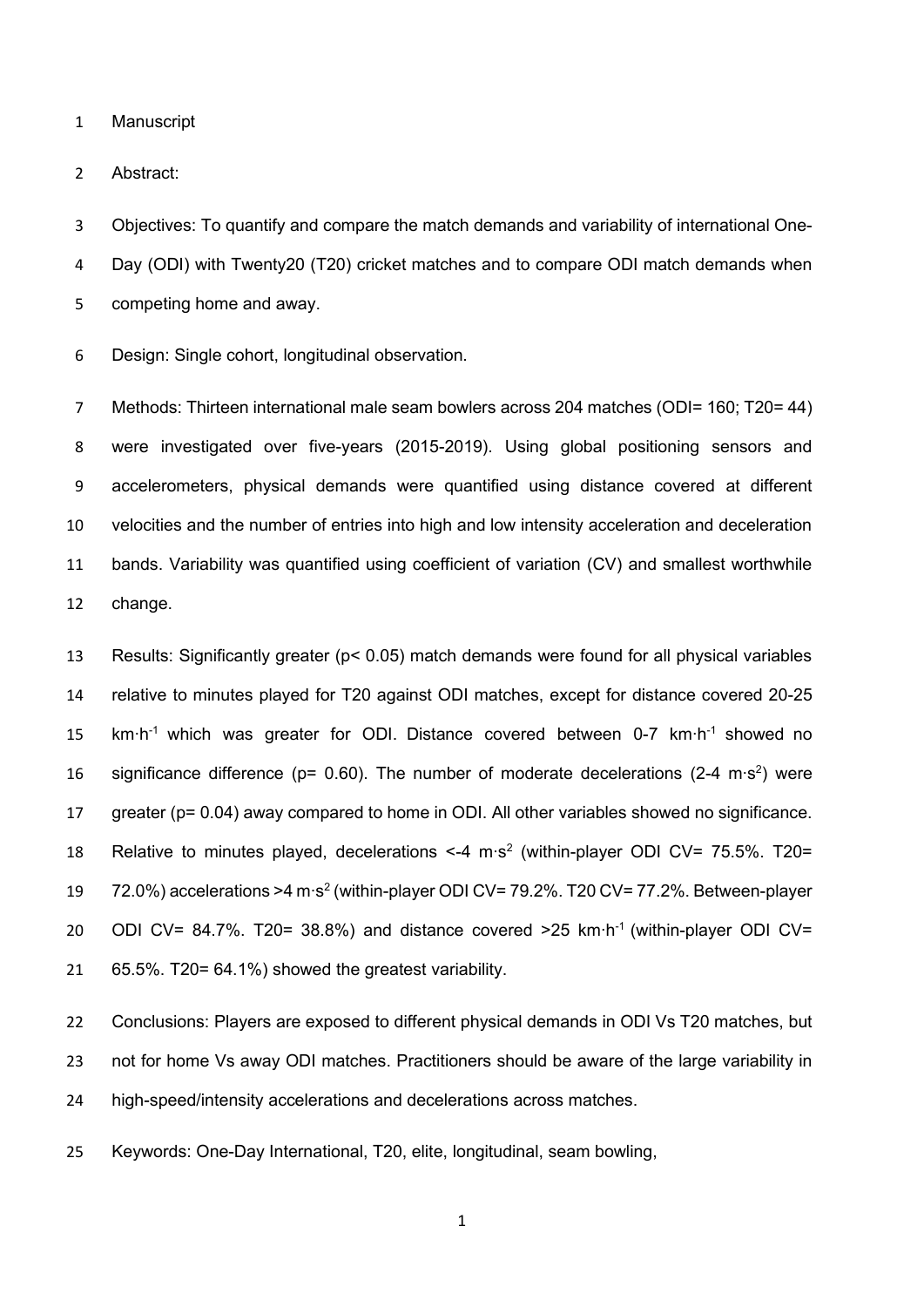Manuscript

Abstract:

Objectives: To quantify and compare the match demands and variability of international One-Day (ODI) with Twenty20 (T20) cricket matches and to compare ODI match demands when competing home and away.

Design: Single cohort, longitudinal observation.

Methods: Thirteen international male seam bowlers across 204 matches (ODI= 160; T20= 44) were investigated over five-years (2015-2019). Using global positioning sensors and accelerometers, physical demands were quantified using distance covered at different velocities and the number of entries into high and low intensity acceleration and deceleration bands. Variability was quantified using coefficient of variation (CV) and smallest worthwhile change.

Results: Significantly greater ($p < 0.05$) match demands were found for all physical variables relative to minutes played for T20 against ODI matches, except for distance covered 20-25 $km \cdot h^{-1}$ which was greater for ODI. Distance covered between 0-7 $km \cdot h^{-1}$ showed no significance difference ($p = 0.60$). The number of moderate decelerations (2-4 $m \cdot s^2$) were greater ($p = 0.04$) away compared to home in ODI. All other variables showed no significance. Relative to minutes played, decelerations <-4 $m \cdot s^2$ (within-player ODI CV= 75.5%. T20= 72.0%) accelerations >4 $m \cdot s^2$ (within-player ODI CV= 79.2%. T20 CV= 77.2%. Between-player ODI CV= 84.7%. T20= 38.8%) and distance covered >25 $km \cdot h^{-1}$ (within-player ODI CV= 65.5%. T20= 64.1%) showed the greatest variability.

Conclusions: Players are exposed to different physical demands in ODI Vs T20 matches, but not for home Vs away ODI matches. Practitioners should be aware of the large variability in high-speed/intensity accelerations and decelerations across matches.

Keywords: One-Day International, T20, elite, longitudinal, seam bowling,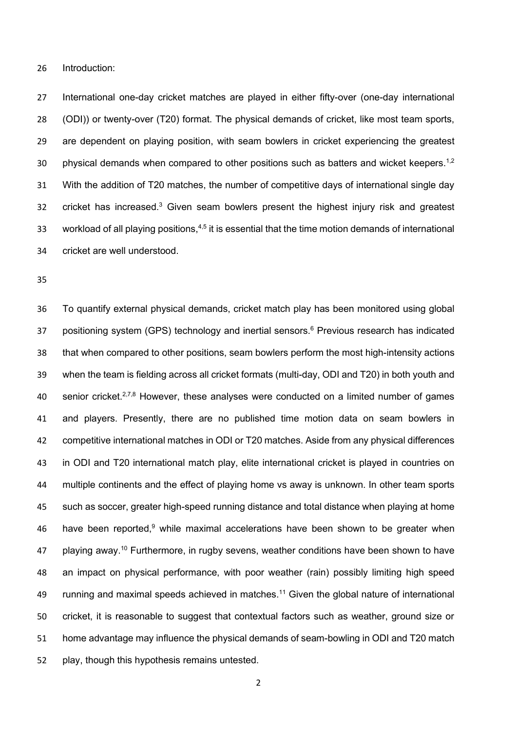Introduction:

International one-day cricket matches are played in either fifty-over (one-day international (ODI)) or twenty-over (T20) format. The physical demands of cricket, like most team sports, are dependent on playing position, with seam bowlers in cricket experiencing the greatest physical demands when compared to other positions such as batters and wicket keepers.[1,2] With the addition of T20 matches, the number of competitive days of international single day cricket has increased.[3] Given seam bowlers present the highest injury risk and greatest workload of all playing positions,[4,5] it is essential that the time motion demands of international cricket are well understood.

To quantify external physical demands, cricket match play has been monitored using global positioning system (GPS) technology and inertial sensors.[6] Previous research has indicated that when compared to other positions, seam bowlers perform the most high-intensity actions when the team is fielding across all cricket formats (multi-day, ODI and T20) in both youth and senior cricket.[2,7,8] However, these analyses were conducted on a limited number of games and players. Presently, there are no published time motion data on seam bowlers in competitive international matches in ODI or T20 matches. Aside from any physical differences in ODI and T20 international match play, elite international cricket is played in countries on multiple continents and the effect of playing home vs away is unknown. In other team sports such as soccer, greater high-speed running distance and total distance when playing at home have been reported,[9] while maximal accelerations have been shown to be greater when playing away.[10] Furthermore, in rugby sevens, weather conditions have been shown to have an impact on physical performance, with poor weather (rain) possibly limiting high speed running and maximal speeds achieved in matches.[11] Given the global nature of international cricket, it is reasonable to suggest that contextual factors such as weather, ground size or home advantage may influence the physical demands of seam-bowling in ODI and T20 match play, though this hypothesis remains untested.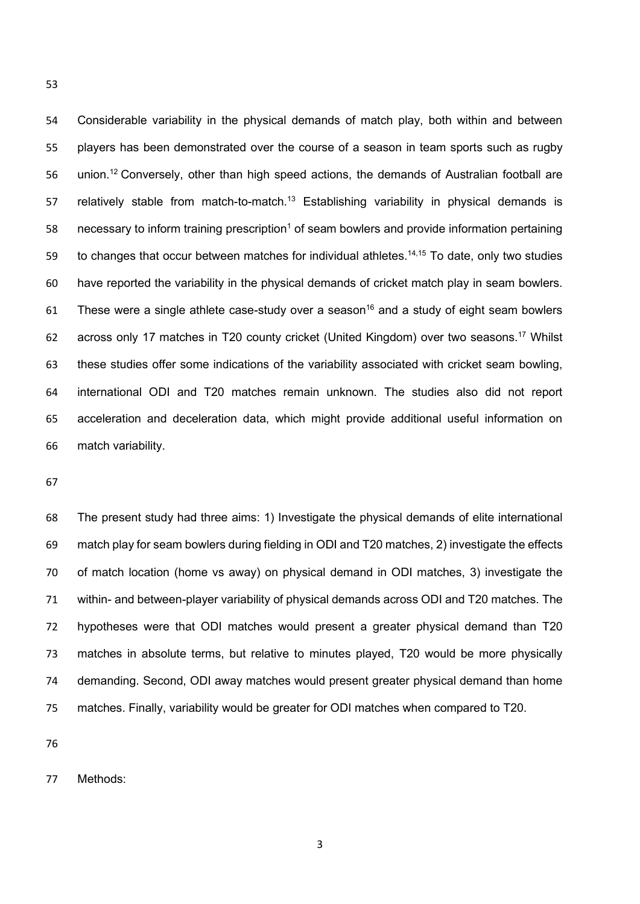Considerable variability in the physical demands of match play, both within and between players has been demonstrated over the course of a season in team sports such as rugby union.[12] Conversely, other than high speed actions, the demands of Australian football are relatively stable from match-to-match.[13] Establishing variability in physical demands is necessary to inform training prescription[1] of seam bowlers and provide information pertaining to changes that occur between matches for individual athletes.[14,15] To date, only two studies have reported the variability in the physical demands of cricket match play in seam bowlers. These were a single athlete case-study over a season[16] and a study of eight seam bowlers across only 17 matches in T20 county cricket (United Kingdom) over two seasons.[17] Whilst these studies offer some indications of the variability associated with cricket seam bowling, international ODI and T20 matches remain unknown. The studies also did not report acceleration and deceleration data, which might provide additional useful information on match variability.

The present study had three aims: 1) Investigate the physical demands of elite international match play for seam bowlers during fielding in ODI and T20 matches, 2) investigate the effects of match location (home vs away) on physical demand in ODI matches, 3) investigate the within- and between-player variability of physical demands across ODI and T20 matches. The hypotheses were that ODI matches would present a greater physical demand than T20 matches in absolute terms, but relative to minutes played, T20 would be more physically demanding. Second, ODI away matches would present greater physical demand than home matches. Finally, variability would be greater for ODI matches when compared to T20.

Methods: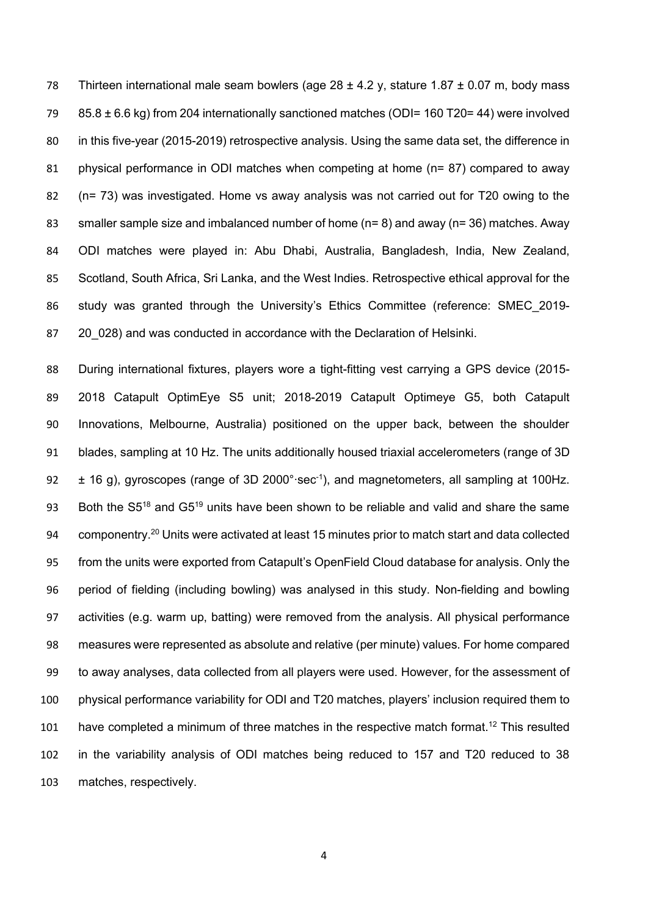Thirteen international male seam bowlers (age 28 ± 4.2 y, stature 1.87 ± 0.07 m, body mass 85.8 ± 6.6 kg) from 204 internationally sanctioned matches (ODI= 160 T20= 44) were involved in this five-year (2015-2019) retrospective analysis. Using the same data set, the difference in physical performance in ODI matches when competing at home (n= 87) compared to away (n= 73) was investigated. Home vs away analysis was not carried out for T20 owing to the smaller sample size and imbalanced number of home (n= 8) and away (n= 36) matches. Away ODI matches were played in: Abu Dhabi, Australia, Bangladesh, India, New Zealand, Scotland, South Africa, Sri Lanka, and the West Indies. Retrospective ethical approval for the study was granted through the University's Ethics Committee (reference: SMEC_2019-20_028) and was conducted in accordance with the Declaration of Helsinki.

During international fixtures, players wore a tight-fitting vest carrying a GPS device (2015-2018 Catapult OptimEye S5 unit; 2018-2019 Catapult Optimeye G5, both Catapult Innovations, Melbourne, Australia) positioned on the upper back, between the shoulder blades, sampling at 10 Hz. The units additionally housed triaxial accelerometers (range of 3D ± 16 g), gyroscopes (range of 3D 2000°·sec$^{-1}$), and magnetometers, all sampling at 100Hz. Both the S5[18] and G5[19] units have been shown to be reliable and valid and share the same componentry.[20] Units were activated at least 15 minutes prior to match start and data collected from the units were exported from Catapult's OpenField Cloud database for analysis. Only the period of fielding (including bowling) was analysed in this study. Non-fielding and bowling activities (e.g. warm up, batting) were removed from the analysis. All physical performance measures were represented as absolute and relative (per minute) values. For home compared to away analyses, data collected from all players were used. However, for the assessment of physical performance variability for ODI and T20 matches, players' inclusion required them to have completed a minimum of three matches in the respective match format.[12] This resulted in the variability analysis of ODI matches being reduced to 157 and T20 reduced to 38 matches, respectively.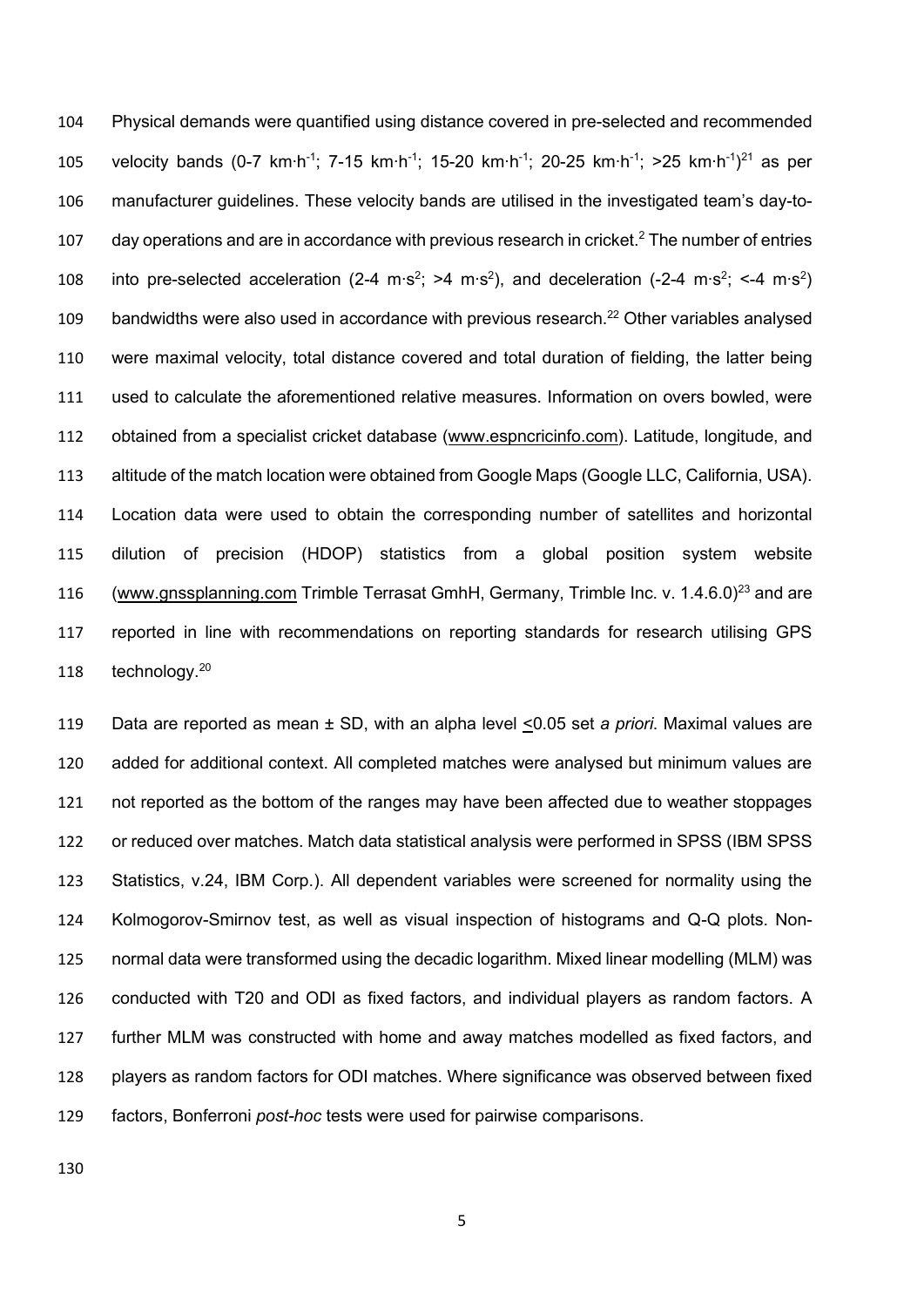Physical demands were quantified using distance covered in pre-selected and recommended velocity bands (0-7 $km \cdot h^{-1}$; 7-15 $km \cdot h^{-1}$; 15-20 $km \cdot h^{-1}$; 20-25 $km \cdot h^{-1}$; >25 $km \cdot h^{-1}$)[21] as per manufacturer guidelines. These velocity bands are utilised in the investigated team's day-to-day operations and are in accordance with previous research in cricket.[2] The number of entries into pre-selected acceleration (2-4 $m \cdot s^2$; >4 $m \cdot s^2$), and deceleration (-2-4 $m \cdot s^2$; <-4 $m \cdot s^2$) bandwidths were also used in accordance with previous research.[22] Other variables analysed were maximal velocity, total distance covered and total duration of fielding, the latter being used to calculate the aforementioned relative measures. Information on overs bowled, were obtained from a specialist cricket database (www.espncricinfo.com). Latitude, longitude, and altitude of the match location were obtained from Google Maps (Google LLC, California, USA). Location data were used to obtain the corresponding number of satellites and horizontal dilution of precision (HDOP) statistics from a global position system website (www.gnssplanning.com Trimble Terrasat GmhH, Germany, Trimble Inc. v. 1.4.6.0)[23] and are reported in line with recommendations on reporting standards for research utilising GPS technology.[20]

Data are reported as mean ± SD, with an alpha level $\leq$0.05 set *a priori*. Maximal values are added for additional context. All completed matches were analysed but minimum values are not reported as the bottom of the ranges may have been affected due to weather stoppages or reduced over matches. Match data statistical analysis were performed in SPSS (IBM SPSS Statistics, v.24, IBM Corp.). All dependent variables were screened for normality using the Kolmogorov-Smirnov test, as well as visual inspection of histograms and Q-Q plots. Non-normal data were transformed using the decadic logarithm. Mixed linear modelling (MLM) was conducted with T20 and ODI as fixed factors, and individual players as random factors. A further MLM was constructed with home and away matches modelled as fixed factors, and players as random factors for ODI matches. Where significance was observed between fixed factors, Bonferroni *post-hoc* tests were used for pairwise comparisons.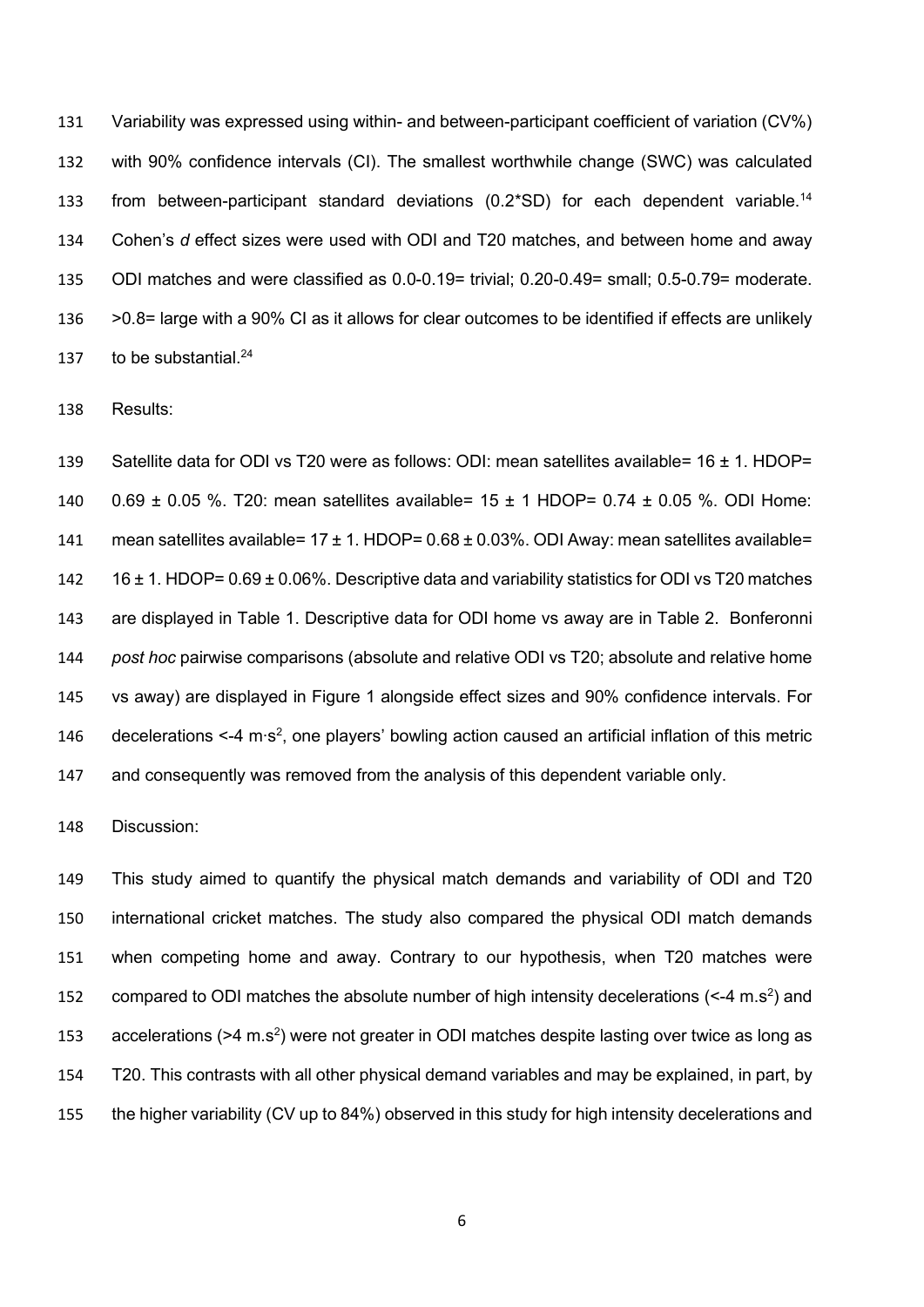Variability was expressed using within- and between-participant coefficient of variation (CV%) with 90% confidence intervals (CI). The smallest worthwhile change (SWC) was calculated from between-participant standard deviations (0.2*SD) for each dependent variable.[14] Cohen's *d* effect sizes were used with ODI and T20 matches, and between home and away ODI matches and were classified as 0.0-0.19= trivial; 0.20-0.49= small; 0.5-0.79= moderate. >0.8= large with a 90% CI as it allows for clear outcomes to be identified if effects are unlikely to be substantial.[24]

Results:

Satellite data for ODI vs T20 were as follows: ODI: mean satellites available= 16 ± 1. HDOP= 0.69 ± 0.05 %. T20: mean satellites available= 15 ± 1 HDOP= 0.74 ± 0.05 %. ODI Home: mean satellites available= 17 ± 1. HDOP= 0.68 ± 0.03%. ODI Away: mean satellites available= 16 ± 1. HDOP= 0.69 ± 0.06%. Descriptive data and variability statistics for ODI vs T20 matches are displayed in Table 1. Descriptive data for ODI home vs away are in Table 2. Bonferonni *post hoc* pairwise comparisons (absolute and relative ODI vs T20; absolute and relative home vs away) are displayed in Figure 1 alongside effect sizes and 90% confidence intervals. For decelerations <-4 $m \cdot s^2$, one players' bowling action caused an artificial inflation of this metric and consequently was removed from the analysis of this dependent variable only.

Discussion:

This study aimed to quantify the physical match demands and variability of ODI and T20 international cricket matches. The study also compared the physical ODI match demands when competing home and away. Contrary to our hypothesis, when T20 matches were compared to ODI matches the absolute number of high intensity decelerations (<-4 $m.s^2$) and accelerations (>4 $m.s^2$) were not greater in ODI matches despite lasting over twice as long as T20. This contrasts with all other physical demand variables and may be explained, in part, by the higher variability (CV up to 84%) observed in this study for high intensity decelerations and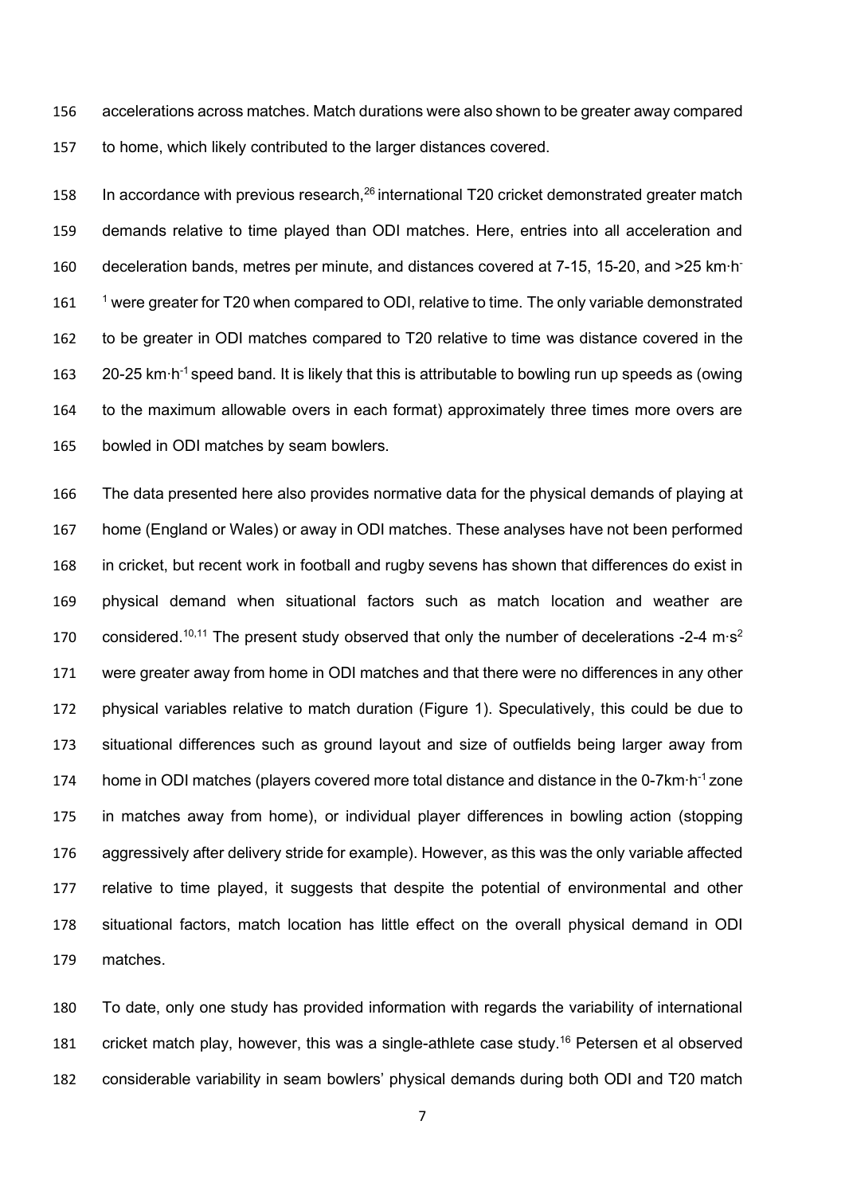accelerations across matches. Match durations were also shown to be greater away compared to home, which likely contributed to the larger distances covered.

In accordance with previous research,[26] international T20 cricket demonstrated greater match demands relative to time played than ODI matches. Here, entries into all acceleration and deceleration bands, metres per minute, and distances covered at 7-15, 15-20, and >25 km·h$^{-1}$ were greater for T20 when compared to ODI, relative to time. The only variable demonstrated to be greater in ODI matches compared to T20 relative to time was distance covered in the 20-25 km·h$^{-1}$ speed band. It is likely that this is attributable to bowling run up speeds as (owing to the maximum allowable overs in each format) approximately three times more overs are bowled in ODI matches by seam bowlers.

The data presented here also provides normative data for the physical demands of playing at home (England or Wales) or away in ODI matches. These analyses have not been performed in cricket, but recent work in football and rugby sevens has shown that differences do exist in physical demand when situational factors such as match location and weather are considered.[10,11] The present study observed that only the number of decelerations -2-4 m·s$^{2}$ were greater away from home in ODI matches and that there were no differences in any other physical variables relative to match duration (Figure 1). Speculatively, this could be due to situational differences such as ground layout and size of outfields being larger away from home in ODI matches (players covered more total distance and distance in the 0-7km·h$^{-1}$ zone in matches away from home), or individual player differences in bowling action (stopping aggressively after delivery stride for example). However, as this was the only variable affected relative to time played, it suggests that despite the potential of environmental and other situational factors, match location has little effect on the overall physical demand in ODI matches.

To date, only one study has provided information with regards the variability of international cricket match play, however, this was a single-athlete case study.[16] Petersen et al observed considerable variability in seam bowlers' physical demands during both ODI and T20 match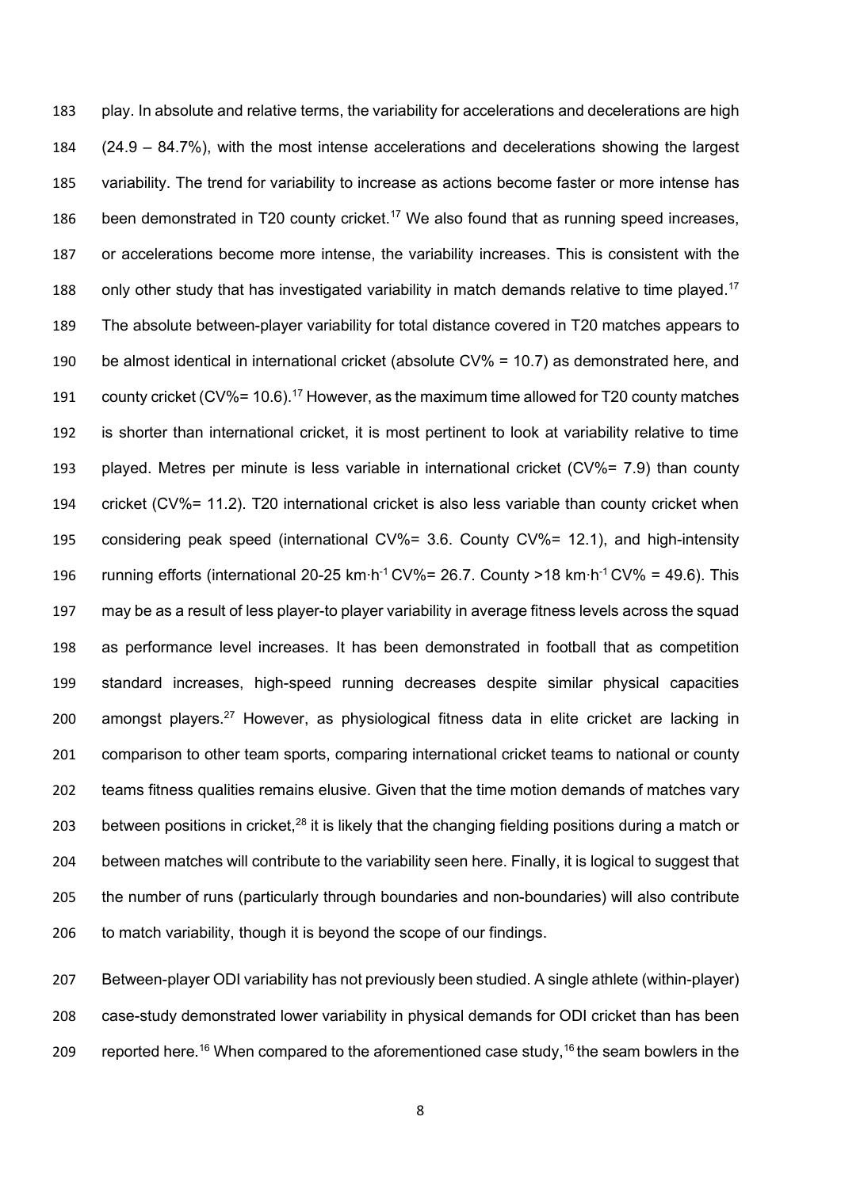play. In absolute and relative terms, the variability for accelerations and decelerations are high (24.9 – 84.7%), with the most intense accelerations and decelerations showing the largest variability. The trend for variability to increase as actions become faster or more intense has been demonstrated in T20 county cricket.[17] We also found that as running speed increases, or accelerations become more intense, the variability increases. This is consistent with the only other study that has investigated variability in match demands relative to time played.[17] The absolute between-player variability for total distance covered in T20 matches appears to be almost identical in international cricket (absolute CV% = 10.7) as demonstrated here, and county cricket (CV%= 10.6).[17] However, as the maximum time allowed for T20 county matches is shorter than international cricket, it is most pertinent to look at variability relative to time played. Metres per minute is less variable in international cricket (CV%= 7.9) than county cricket (CV%= 11.2). T20 international cricket is also less variable than county cricket when considering peak speed (international CV%= 3.6. County CV%= 12.1), and high-intensity running efforts (international 20-25 $km \cdot h^{-1}$ CV%= 26.7. County >18 $km \cdot h^{-1}$ CV% = 49.6). This may be as a result of less player-to player variability in average fitness levels across the squad as performance level increases. It has been demonstrated in football that as competition standard increases, high-speed running decreases despite similar physical capacities amongst players.[27] However, as physiological fitness data in elite cricket are lacking in comparison to other team sports, comparing international cricket teams to national or county teams fitness qualities remains elusive. Given that the time motion demands of matches vary between positions in cricket,[28] it is likely that the changing fielding positions during a match or between matches will contribute to the variability seen here. Finally, it is logical to suggest that the number of runs (particularly through boundaries and non-boundaries) will also contribute to match variability, though it is beyond the scope of our findings.

Between-player ODI variability has not previously been studied. A single athlete (within-player) case-study demonstrated lower variability in physical demands for ODI cricket than has been reported here.[16] When compared to the aforementioned case study,[16] the seam bowlers in the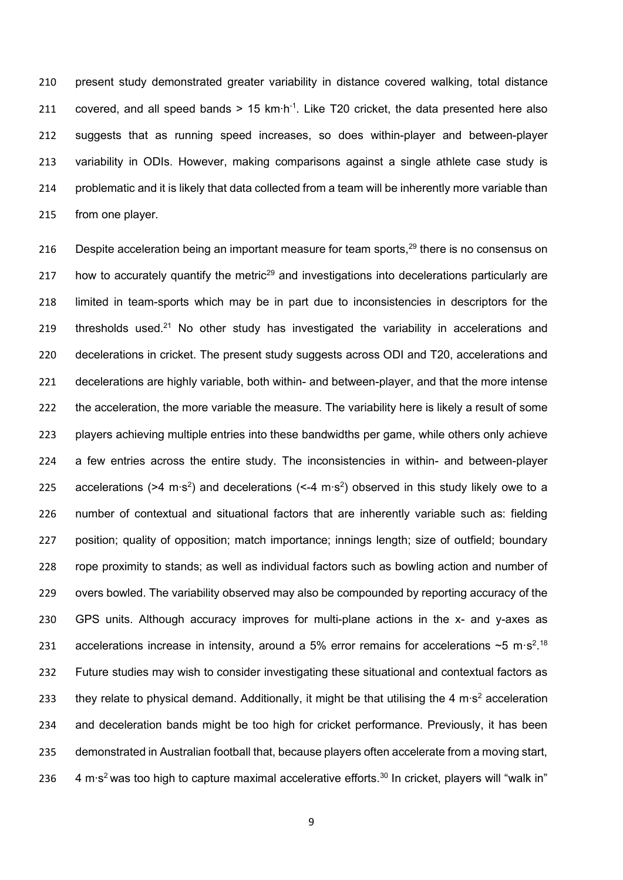present study demonstrated greater variability in distance covered walking, total distance covered, and all speed bands > 15 km·h$^{-1}$. Like T20 cricket, the data presented here also suggests that as running speed increases, so does within-player and between-player variability in ODIs. However, making comparisons against a single athlete case study is problematic and it is likely that data collected from a team will be inherently more variable than from one player.

Despite acceleration being an important measure for team sports,[29] there is no consensus on how to accurately quantify the metric[29] and investigations into decelerations particularly are limited in team-sports which may be in part due to inconsistencies in descriptors for the thresholds used.[21] No other study has investigated the variability in accelerations and decelerations in cricket. The present study suggests across ODI and T20, accelerations and decelerations are highly variable, both within- and between-player, and that the more intense the acceleration, the more variable the measure. The variability here is likely a result of some players achieving multiple entries into these bandwidths per game, while others only achieve a few entries across the entire study. The inconsistencies in within- and between-player accelerations (>4 m·s$^2$) and decelerations (<-4 m·s$^2$) observed in this study likely owe to a number of contextual and situational factors that are inherently variable such as: fielding position; quality of opposition; match importance; innings length; size of outfield; boundary rope proximity to stands; as well as individual factors such as bowling action and number of overs bowled. The variability observed may also be compounded by reporting accuracy of the GPS units. Although accuracy improves for multi-plane actions in the x- and y-axes as accelerations increase in intensity, around a 5% error remains for accelerations ~5 m·s$^2$.[18] Future studies may wish to consider investigating these situational and contextual factors as they relate to physical demand. Additionally, it might be that utilising the 4 m·s$^2$ acceleration and deceleration bands might be too high for cricket performance. Previously, it has been demonstrated in Australian football that, because players often accelerate from a moving start, 4 m·s$^2$ was too high to capture maximal accelerative efforts.[30] In cricket, players will "walk in"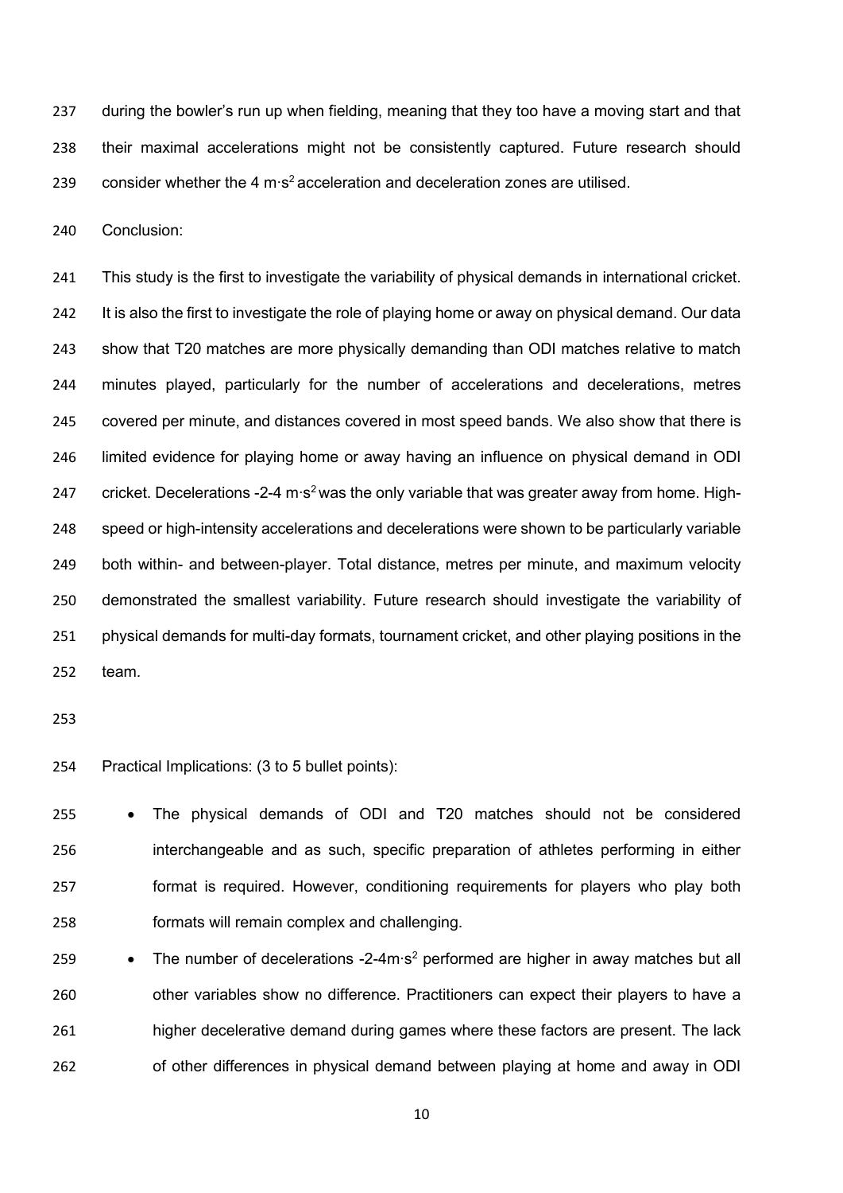during the bowler's run up when fielding, meaning that they too have a moving start and that their maximal accelerations might not be consistently captured. Future research should consider whether the 4 $m \cdot s^2$ acceleration and deceleration zones are utilised.

## Conclusion:

This study is the first to investigate the variability of physical demands in international cricket. It is also the first to investigate the role of playing home or away on physical demand. Our data show that T20 matches are more physically demanding than ODI matches relative to match minutes played, particularly for the number of accelerations and decelerations, metres covered per minute, and distances covered in most speed bands. We also show that there is limited evidence for playing home or away having an influence on physical demand in ODI cricket. Decelerations -2-4 $m \cdot s^2$ was the only variable that was greater away from home. High-speed or high-intensity accelerations and decelerations were shown to be particularly variable both within- and between-player. Total distance, metres per minute, and maximum velocity demonstrated the smallest variability. Future research should investigate the variability of physical demands for multi-day formats, tournament cricket, and other playing positions in the team.

## Practical Implications: (3 to 5 bullet points):

- The physical demands of ODI and T20 matches should not be considered interchangeable and as such, specific preparation of athletes performing in either format is required. However, conditioning requirements for players who play both formats will remain complex and challenging.
- The number of decelerations -2-4$m \cdot s^2$ performed are higher in away matches but all other variables show no difference. Practitioners can expect their players to have a higher decelerative demand during games where these factors are present. The lack of other differences in physical demand between playing at home and away in ODI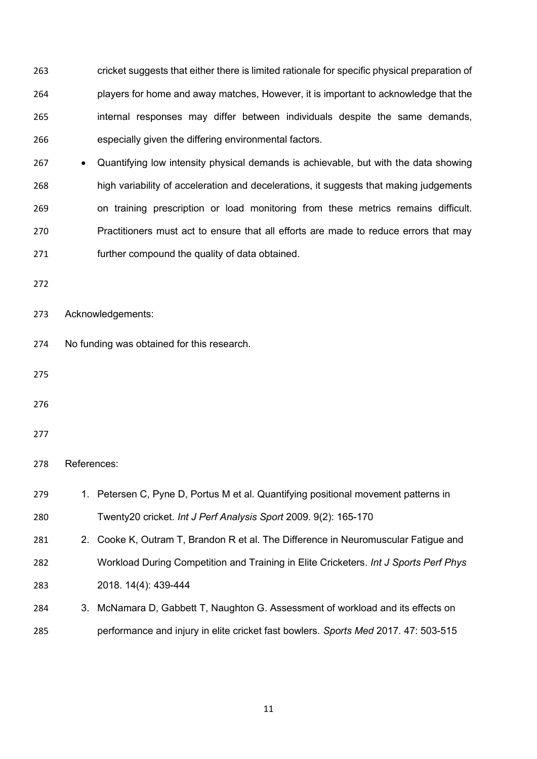cricket suggests that either there is limited rationale for specific physical preparation of players for home and away matches, However, it is important to acknowledge that the internal responses may differ between individuals despite the same demands, especially given the differing environmental factors.

- Quantifying low intensity physical demands is achievable, but with the data showing high variability of acceleration and decelerations, it suggests that making judgements on training prescription or load monitoring from these metrics remains difficult. Practitioners must act to ensure that all efforts are made to reduce errors that may further compound the quality of data obtained.

Acknowledgements:

No funding was obtained for this research.

References:

1. Petersen C, Pyne D, Portus M et al. Quantifying positional movement patterns in Twenty20 cricket. *Int J Perf Analysis Sport* 2009. 9(2): 165-170
2. Cooke K, Outram T, Brandon R et al. The Difference in Neuromuscular Fatigue and Workload During Competition and Training in Elite Cricketers. *Int J Sports Perf Phys* 2018. 14(4): 439-444
3. McNamara D, Gabbett T, Naughton G. Assessment of workload and its effects on performance and injury in elite cricket fast bowlers. *Sports Med* 2017. 47: 503-515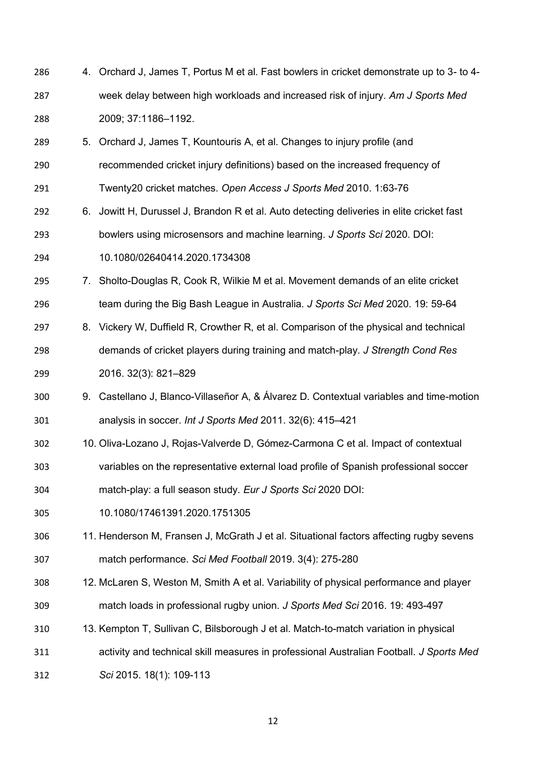4. Orchard J, James T, Portus M et al. Fast bowlers in cricket demonstrate up to 3- to 4-week delay between high workloads and increased risk of injury. *Am J Sports Med* 2009; 37:1186–1192.
5. Orchard J, James T, Kountouris A, et al. Changes to injury profile (and recommended cricket injury definitions) based on the increased frequency of Twenty20 cricket matches. *Open Access J Sports Med* 2010. 1:63-76
6. Jowitt H, Durussel J, Brandon R et al. Auto detecting deliveries in elite cricket fast bowlers using microsensors and machine learning. *J Sports Sci* 2020. DOI: 10.1080/02640414.2020.1734308
7. Sholto-Douglas R, Cook R, Wilkie M et al. Movement demands of an elite cricket team during the Big Bash League in Australia. *J Sports Sci Med* 2020. 19: 59-64
8. Vickery W, Duffield R, Crowther R, et al. Comparison of the physical and technical demands of cricket players during training and match-play. *J Strength Cond Res* 2016. 32(3): 821–829
9. Castellano J, Blanco-Villaseñor A, & Álvarez D. Contextual variables and time-motion analysis in soccer. *Int J Sports Med* 2011. 32(6): 415–421
10. Oliva-Lozano J, Rojas-Valverde D, Gómez-Carmona C et al. Impact of contextual variables on the representative external load profile of Spanish professional soccer match-play: a full season study. *Eur J Sports Sci* 2020 DOI: 10.1080/17461391.2020.1751305
11. Henderson M, Fransen J, McGrath J et al. Situational factors affecting rugby sevens match performance. *Sci Med Football* 2019. 3(4): 275-280
12. McLaren S, Weston M, Smith A et al. Variability of physical performance and player match loads in professional rugby union. *J Sports Med Sci* 2016. 19: 493-497
13. Kempton T, Sullivan C, Bilsborough J et al. Match-to-match variation in physical activity and technical skill measures in professional Australian Football. *J Sports Med Sci* 2015. 18(1): 109-113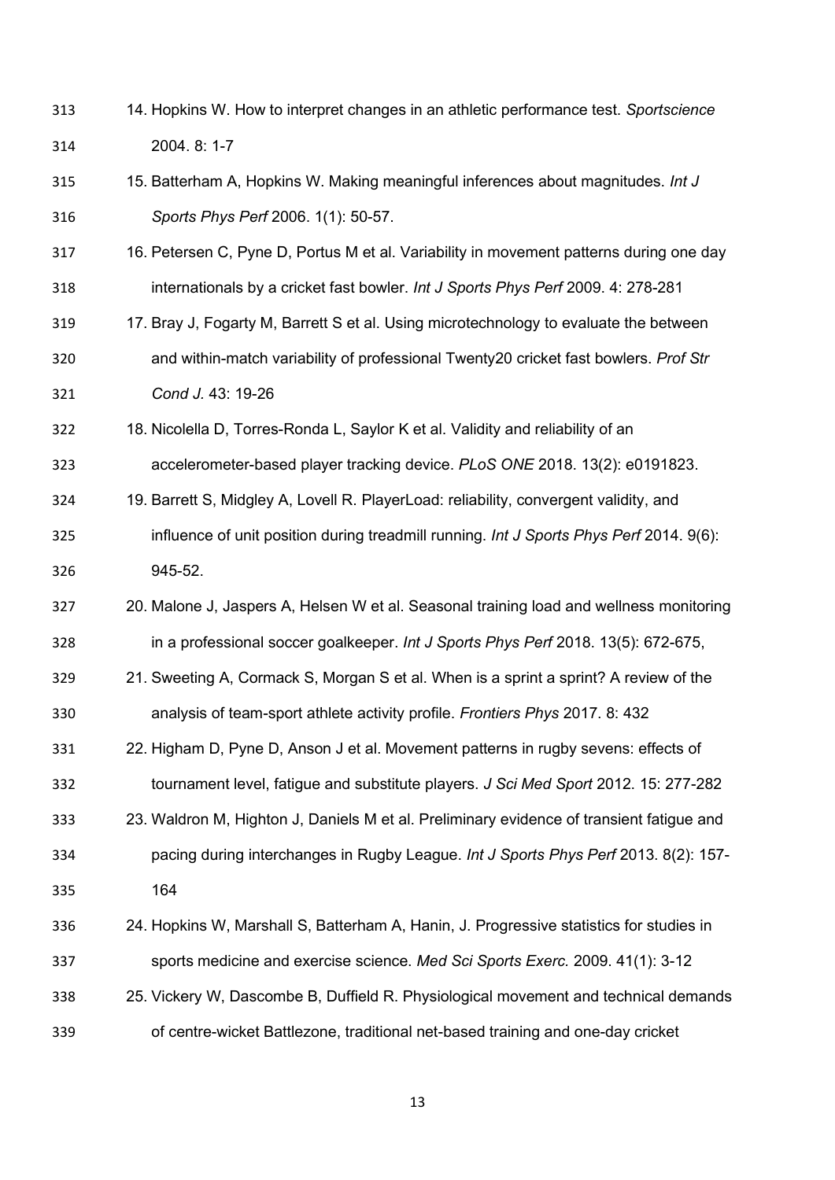14. Hopkins W. How to interpret changes in an athletic performance test. *Sportscience* 2004. 8: 1-7
15. Batterham A, Hopkins W. Making meaningful inferences about magnitudes. *Int J Sports Phys Perf* 2006. 1(1): 50-57.
16. Petersen C, Pyne D, Portus M et al. Variability in movement patterns during one day internationals by a cricket fast bowler. *Int J Sports Phys Perf* 2009. 4: 278-281
17. Bray J, Fogarty M, Barrett S et al. Using microtechnology to evaluate the between and within-match variability of professional Twenty20 cricket fast bowlers. *Prof Str Cond J.* 43: 19-26
18. Nicolella D, Torres-Ronda L, Saylor K et al. Validity and reliability of an accelerometer-based player tracking device. *PLoS ONE* 2018. 13(2): e0191823.
19. Barrett S, Midgley A, Lovell R. PlayerLoad: reliability, convergent validity, and influence of unit position during treadmill running. *Int J Sports Phys Perf* 2014. 9(6): 945-52.
20. Malone J, Jaspers A, Helsen W et al. Seasonal training load and wellness monitoring in a professional soccer goalkeeper. *Int J Sports Phys Perf* 2018. 13(5): 672-675,
21. Sweeting A, Cormack S, Morgan S et al. When is a sprint a sprint? A review of the analysis of team-sport athlete activity profile. *Frontiers Phys* 2017. 8: 432
22. Higham D, Pyne D, Anson J et al. Movement patterns in rugby sevens: effects of tournament level, fatigue and substitute players. *J Sci Med Sport* 2012. 15: 277-282
23. Waldron M, Highton J, Daniels M et al. Preliminary evidence of transient fatigue and pacing during interchanges in Rugby League. *Int J Sports Phys Perf* 2013. 8(2): 157-164
24. Hopkins W, Marshall S, Batterham A, Hanin, J. Progressive statistics for studies in sports medicine and exercise science. *Med Sci Sports Exerc.* 2009. 41(1): 3-12
25. Vickery W, Dascombe B, Duffield R. Physiological movement and technical demands of centre-wicket Battlezone, traditional net-based training and one-day cricket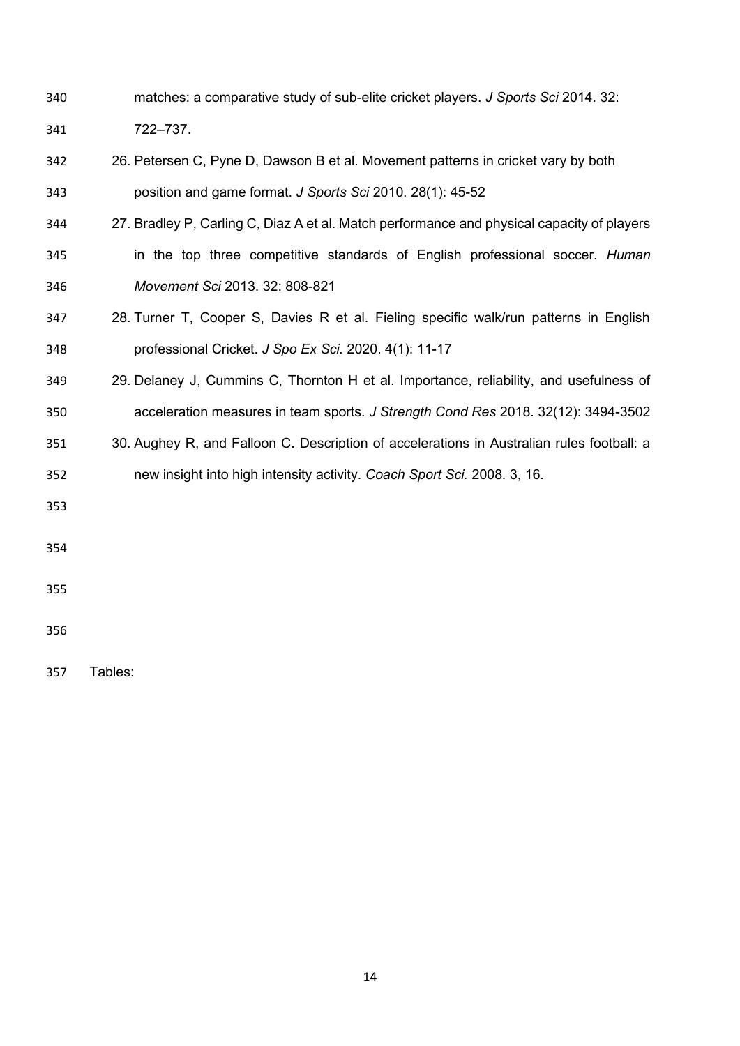matches: a comparative study of sub-elite cricket players. *J Sports Sci* 2014. 32: 722–737.

26. Petersen C, Pyne D, Dawson B et al. Movement patterns in cricket vary by both position and game format. *J Sports Sci* 2010. 28(1): 45-52
27. Bradley P, Carling C, Diaz A et al. Match performance and physical capacity of players in the top three competitive standards of English professional soccer. *Human Movement Sci* 2013. 32: 808-821
28. Turner T, Cooper S, Davies R et al. Fieling specific walk/run patterns in English professional Cricket. *J Spo Ex Sci.* 2020. 4(1): 11-17
29. Delaney J, Cummins C, Thornton H et al. Importance, reliability, and usefulness of acceleration measures in team sports. *J Strength Cond Res* 2018. 32(12): 3494-3502
30. Aughey R, and Falloon C. Description of accelerations in Australian rules football: a new insight into high intensity activity. *Coach Sport Sci.* 2008. 3, 16.

Tables: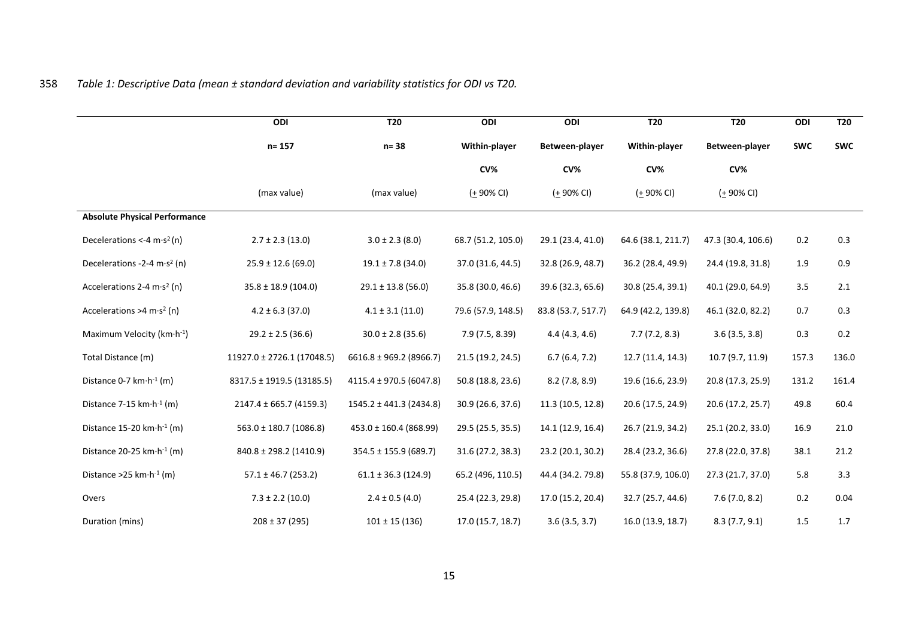*Table 1: Descriptive Data (mean ± standard deviation and variability statistics for ODI vs T20.*

| | ODI n= 157 (max value) | T20 n= 38 (max value) | ODI Within-player CV% (± 90% CI) | ODI Between-player CV% (± 90% CI) | T20 Within-player CV% (± 90% CI) | T20 Between-player CV% (± 90% CI) | ODI SWC | T20 SWC |
|---|---|---|---|---|---|---|---|---|
| **Absolute Physical Performance** | | | | | | | | |
| Decelerations <-4 m·s$^2$ (n) | 2.7 ± 2.3 (13.0) | 3.0 ± 2.3 (8.0) | 68.7 (51.2, 105.0) | 29.1 (23.4, 41.0) | 64.6 (38.1, 211.7) | 47.3 (30.4, 106.6) | 0.2 | 0.3 |
| Decelerations -2-4 m·s$^2$ (n) | 25.9 ± 12.6 (69.0) | 19.1 ± 7.8 (34.0) | 37.0 (31.6, 44.5) | 32.8 (26.9, 48.7) | 36.2 (28.4, 49.9) | 24.4 (19.8, 31.8) | 1.9 | 0.9 |
| Accelerations 2-4 m·s$^2$ (n) | 35.8 ± 18.9 (104.0) | 29.1 ± 13.8 (56.0) | 35.8 (30.0, 46.6) | 39.6 (32.3, 65.6) | 30.8 (25.4, 39.1) | 40.1 (29.0, 64.9) | 3.5 | 2.1 |
| Accelerations >4 m·s$^2$ (n) | 4.2 ± 6.3 (37.0) | 4.1 ± 3.1 (11.0) | 79.6 (57.9, 148.5) | 83.8 (53.7, 517.7) | 64.9 (42.2, 139.8) | 46.1 (32.0, 82.2) | 0.7 | 0.3 |
| Maximum Velocity (km·h$^{-1}$) | 29.2 ± 2.5 (36.6) | 30.0 ± 2.8 (35.6) | 7.9 (7.5, 8.39) | 4.4 (4.3, 4.6) | 7.7 (7.2, 8.3) | 3.6 (3.5, 3.8) | 0.3 | 0.2 |
| Total Distance (m) | 11927.0 ± 2726.1 (17048.5) | 6616.8 ± 969.2 (8966.7) | 21.5 (19.2, 24.5) | 6.7 (6.4, 7.2) | 12.7 (11.4, 14.3) | 10.7 (9.7, 11.9) | 157.3 | 136.0 |
| Distance 0-7 km·h$^{-1}$ (m) | 8317.5 ± 1919.5 (13185.5) | 4115.4 ± 970.5 (6047.8) | 50.8 (18.8, 23.6) | 8.2 (7.8, 8.9) | 19.6 (16.6, 23.9) | 20.8 (17.3, 25.9) | 131.2 | 161.4 |
| Distance 7-15 km·h$^{-1}$ (m) | 2147.4 ± 665.7 (4159.3) | 1545.2 ± 441.3 (2434.8) | 30.9 (26.6, 37.6) | 11.3 (10.5, 12.8) | 20.6 (17.5, 24.9) | 20.6 (17.2, 25.7) | 49.8 | 60.4 |
| Distance 15-20 km·h$^{-1}$ (m) | 563.0 ± 180.7 (1086.8) | 453.0 ± 160.4 (868.99) | 29.5 (25.5, 35.5) | 14.1 (12.9, 16.4) | 26.7 (21.9, 34.2) | 25.1 (20.2, 33.0) | 16.9 | 21.0 |
| Distance 20-25 km·h$^{-1}$ (m) | 840.8 ± 298.2 (1410.9) | 354.5 ± 155.9 (689.7) | 31.6 (27.2, 38.3) | 23.2 (20.1, 30.2) | 28.4 (23.2, 36.6) | 27.8 (22.0, 37.8) | 38.1 | 21.2 |
| Distance >25 km·h$^{-1}$ (m) | 57.1 ± 46.7 (253.2) | 61.1 ± 36.3 (124.9) | 65.2 (496, 110.5) | 44.4 (34.2. 79.8) | 55.8 (37.9, 106.0) | 27.3 (21.7, 37.0) | 5.8 | 3.3 |
| Overs | 7.3 ± 2.2 (10.0) | 2.4 ± 0.5 (4.0) | 25.4 (22.3, 29.8) | 17.0 (15.2, 20.4) | 32.7 (25.7, 44.6) | 7.6 (7.0, 8.2) | 0.2 | 0.04 |
| Duration (mins) | 208 ± 37 (295) | 101 ± 15 (136) | 17.0 (15.7, 18.7) | 3.6 (3.5, 3.7) | 16.0 (13.9, 18.7) | 8.3 (7.7, 9.1) | 1.5 | 1.7 |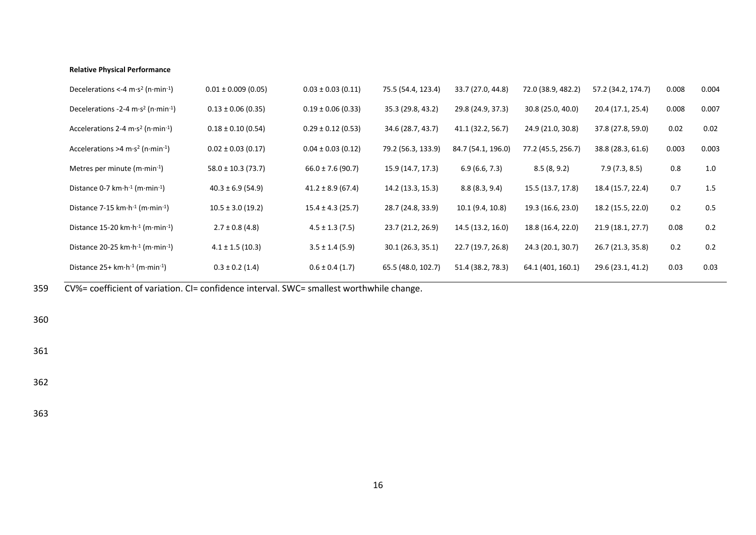| Relative Physical Performance | | | | | | | | |
|---|---|---|---|---|---|---|---|---|
| Decelerations <-4 m·s[2] (n·min[-1]) | 0.01 ± 0.009 (0.05) | 0.03 ± 0.03 (0.11) | 75.5 (54.4, 123.4) | 33.7 (27.0, 44.8) | 72.0 (38.9, 482.2) | 57.2 (34.2, 174.7) | 0.008 | 0.004 |
| Decelerations -2-4 m·s[2] (n·min[-1]) | 0.13 ± 0.06 (0.35) | 0.19 ± 0.06 (0.33) | 35.3 (29.8, 43.2) | 29.8 (24.9, 37.3) | 30.8 (25.0, 40.0) | 20.4 (17.1, 25.4) | 0.008 | 0.007 |
| Accelerations 2-4 m·s[2] (n·min[-1]) | 0.18 ± 0.10 (0.54) | 0.29 ± 0.12 (0.53) | 34.6 (28.7, 43.7) | 41.1 (32.2, 56.7) | 24.9 (21.0, 30.8) | 37.8 (27.8, 59.0) | 0.02 | 0.02 |
| Accelerations >4 m·s[2] (n·min[-1]) | 0.02 ± 0.03 (0.17) | 0.04 ± 0.03 (0.12) | 79.2 (56.3, 133.9) | 84.7 (54.1, 196.0) | 77.2 (45.5, 256.7) | 38.8 (28.3, 61.6) | 0.003 | 0.003 |
| Metres per minute (m·min[-1]) | 58.0 ± 10.3 (73.7) | 66.0 ± 7.6 (90.7) | 15.9 (14.7, 17.3) | 6.9 (6.6, 7.3) | 8.5 (8, 9.2) | 7.9 (7.3, 8.5) | 0.8 | 1.0 |
| Distance 0-7 km·h[-1] (m·min[-1]) | 40.3 ± 6.9 (54.9) | 41.2 ± 8.9 (67.4) | 14.2 (13.3, 15.3) | 8.8 (8.3, 9.4) | 15.5 (13.7, 17.8) | 18.4 (15.7, 22.4) | 0.7 | 1.5 |
| Distance 7-15 km·h[-1] (m·min[-1]) | 10.5 ± 3.0 (19.2) | 15.4 ± 4.3 (25.7) | 28.7 (24.8, 33.9) | 10.1 (9.4, 10.8) | 19.3 (16.6, 23.0) | 18.2 (15.5, 22.0) | 0.2 | 0.5 |
| Distance 15-20 km·h[-1] (m·min[-1]) | 2.7 ± 0.8 (4.8) | 4.5 ± 1.3 (7.5) | 23.7 (21.2, 26.9) | 14.5 (13.2, 16.0) | 18.8 (16.4, 22.0) | 21.9 (18.1, 27.7) | 0.08 | 0.2 |
| Distance 20-25 km·h[-1] (m·min[-1]) | 4.1 ± 1.5 (10.3) | 3.5 ± 1.4 (5.9) | 30.1 (26.3, 35.1) | 22.7 (19.7, 26.8) | 24.3 (20.1, 30.7) | 26.7 (21.3, 35.8) | 0.2 | 0.2 |
| Distance 25+ km·h[-1] (m·min[-1]) | 0.3 ± 0.2 (1.4) | 0.6 ± 0.4 (1.7) | 65.5 (48.0, 102.7) | 51.4 (38.2, 78.3) | 64.1 (401, 160.1) | 29.6 (23.1, 41.2) | 0.03 | 0.03 |

CV%= coefficient of variation. CI= confidence interval. SWC= smallest worthwhile change.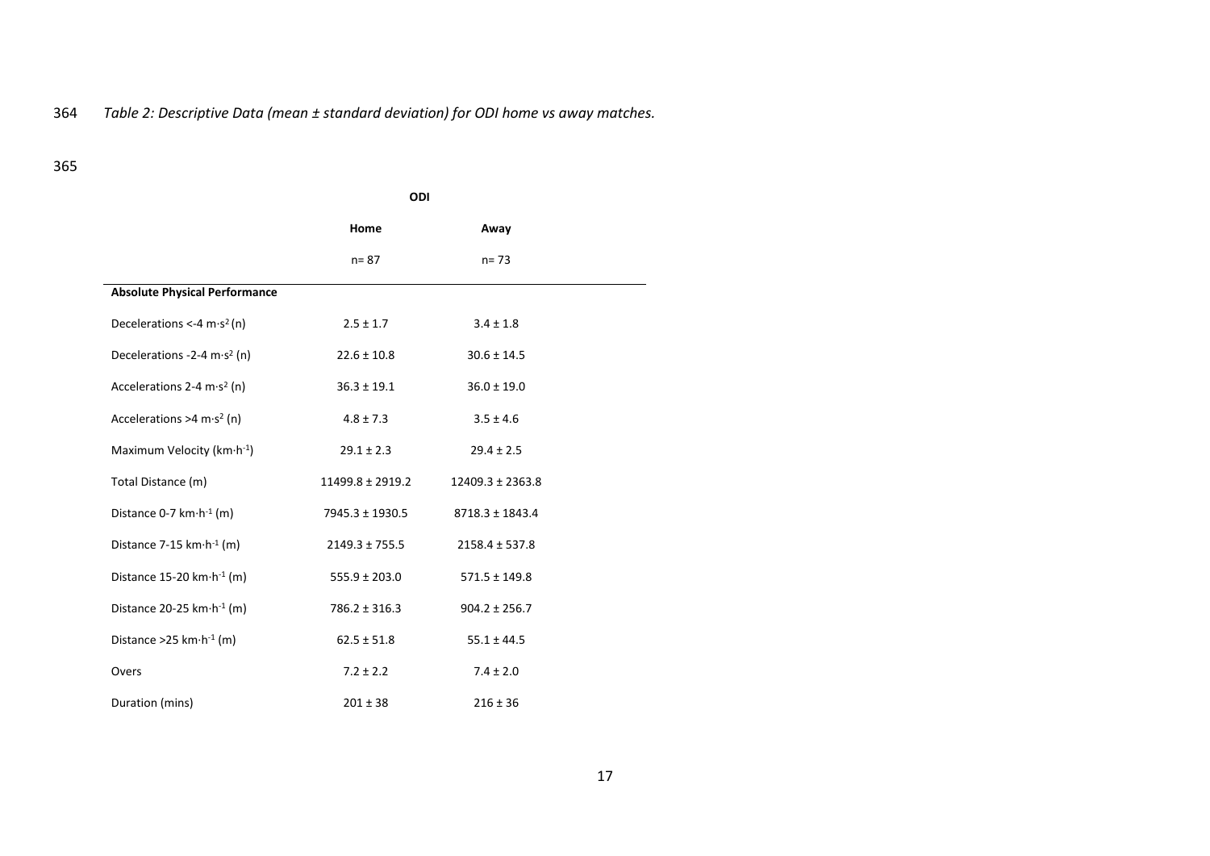*Table 2: Descriptive Data (mean ± standard deviation) for ODI home vs away matches.*

| | ODI | |
|---|---|---|
| | Home | Away |
| | n= 87 | n= 73 |
| **Absolute Physical Performance** | | |
| Decelerations <-4 m·s² (n) | 2.5 ± 1.7 | 3.4 ± 1.8 |
| Decelerations -2-4 m·s² (n) | 22.6 ± 10.8 | 30.6 ± 14.5 |
| Accelerations 2-4 m·s² (n) | 36.3 ± 19.1 | 36.0 ± 19.0 |
| Accelerations >4 m·s² (n) | 4.8 ± 7.3 | 3.5 ± 4.6 |
| Maximum Velocity (km·h⁻¹) | 29.1 ± 2.3 | 29.4 ± 2.5 |
| Total Distance (m) | 11499.8 ± 2919.2 | 12409.3 ± 2363.8 |
| Distance 0-7 km·h⁻¹ (m) | 7945.3 ± 1930.5 | 8718.3 ± 1843.4 |
| Distance 7-15 km·h⁻¹ (m) | 2149.3 ± 755.5 | 2158.4 ± 537.8 |
| Distance 15-20 km·h⁻¹ (m) | 555.9 ± 203.0 | 571.5 ± 149.8 |
| Distance 20-25 km·h⁻¹ (m) | 786.2 ± 316.3 | 904.2 ± 256.7 |
| Distance >25 km·h⁻¹ (m) | 62.5 ± 51.8 | 55.1 ± 44.5 |
| Overs | 7.2 ± 2.2 | 7.4 ± 2.0 |
| Duration (mins) | 201 ± 38 | 216 ± 36 |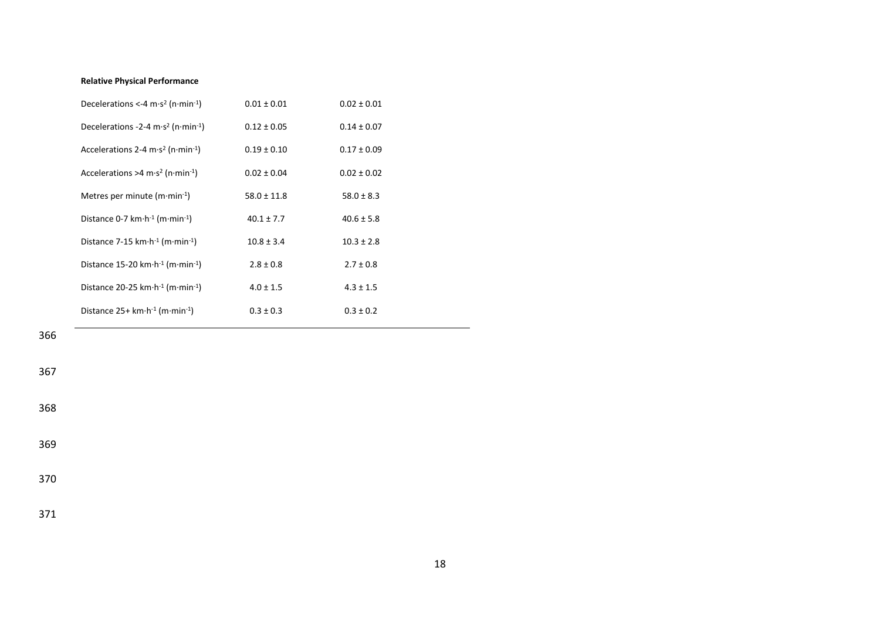| **Relative Physical Performance** | | |
|---|---|---|
| Decelerations <-4 m·s$^{2}$ (n·min$^{-1}$) | 0.01 ± 0.01 | 0.02 ± 0.01 |
| Decelerations -2-4 m·s$^{2}$ (n·min$^{-1}$) | 0.12 ± 0.05 | 0.14 ± 0.07 |
| Accelerations 2-4 m·s$^{2}$ (n·min$^{-1}$) | 0.19 ± 0.10 | 0.17 ± 0.09 |
| Accelerations >4 m·s$^{2}$ (n·min$^{-1}$) | 0.02 ± 0.04 | 0.02 ± 0.02 |
| Metres per minute (m·min$^{-1}$) | 58.0 ± 11.8 | 58.0 ± 8.3 |
| Distance 0-7 km·h$^{-1}$ (m·min$^{-1}$) | 40.1 ± 7.7 | 40.6 ± 5.8 |
| Distance 7-15 km·h$^{-1}$ (m·min$^{-1}$) | 10.8 ± 3.4 | 10.3 ± 2.8 |
| Distance 15-20 km·h$^{-1}$ (m·min$^{-1}$) | 2.8 ± 0.8 | 2.7 ± 0.8 |
| Distance 20-25 km·h$^{-1}$ (m·min$^{-1}$) | 4.0 ± 1.5 | 4.3 ± 1.5 |
| Distance 25+ km·h$^{-1}$ (m·min$^{-1}$) | 0.3 ± 0.3 | 0.3 ± 0.2 |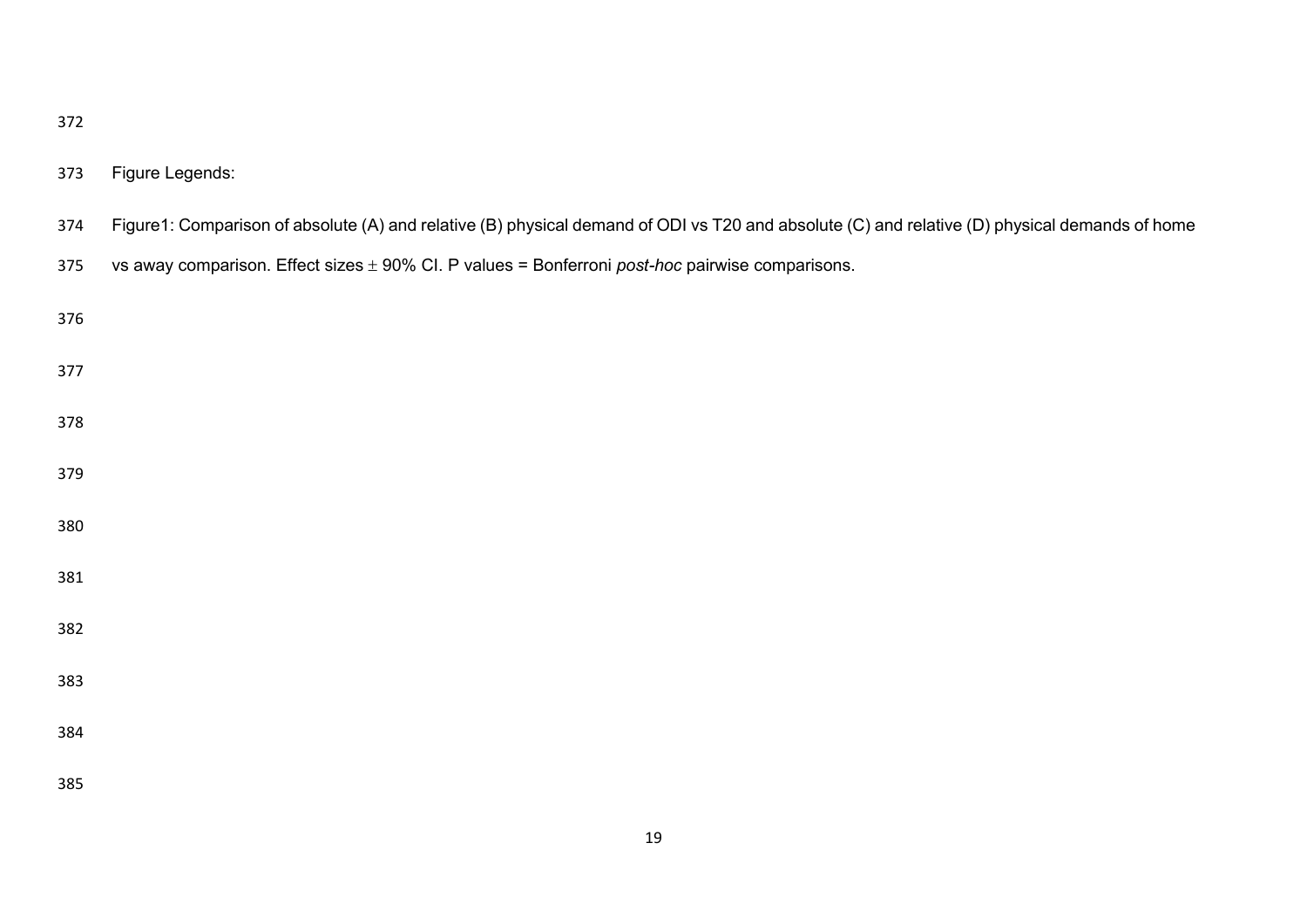Figure Legends:

Figure1: Comparison of absolute (A) and relative (B) physical demand of ODI vs T20 and absolute (C) and relative (D) physical demands of home vs away comparison. Effect sizes ± 90% CI. P values = Bonferroni *post-hoc* pairwise comparisons.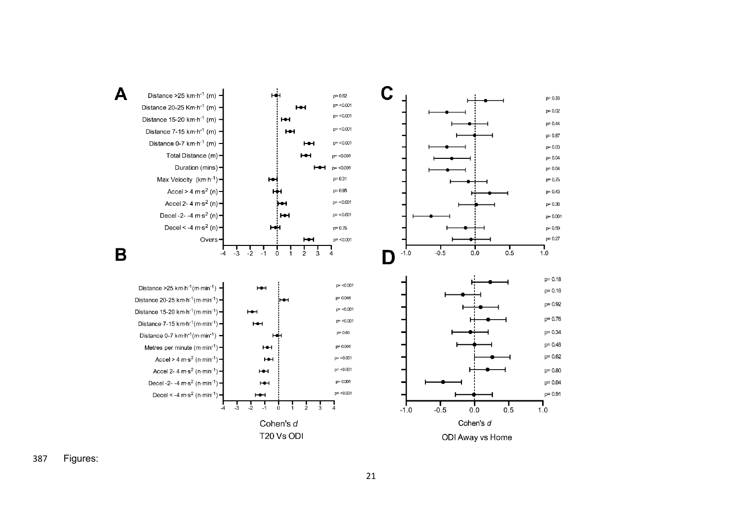A

| Variable | p |
|---|---|
| Distance >25 km·h$^{-1}$ (m) | p= 0.62 |
| Distance 20-25 Km·h$^{-1}$ (m) | p= <0.001 |
| Distance 15-20 km·h$^{-1}$ (m) | p= <0.001 |
| Distance 7-15 km·h$^{-1}$ (m) | p= <0.001 |
| Distance 0-7 km·h$^{-1}$ (m) | p= <0.001 |
| Total Distance (m) | p= <0.001 |
| Duration (mins) | p= <0.001 |
| Max Velocity (km·h$^{-1}$) | p= 0.31 |
| Accel > 4 m·s$^2$ (n) | p= 0.95 |
| Accel 2- 4 m·s$^2$ (n) | p= <0.001 |
| Decel -2- -4 m·s$^2$ (n) | p= <0.001 |
| Decel < -4 m·s$^2$ (n) | p= 0.75 |
| Overs | p= <0.001 |

B

| Variable | p |
|---|---|
| Distance >25 km·h$^{-1}$(m·min$^{-1}$) | p= <0.001 |
| Distance 20-25 km·h$^{-1}$(m·min$^{-1}$) | p= 0.048 |
| Distance 15-20 km·h$^{-1}$(m·min$^{-1}$) | p= <0.001 |
| Distance 7-15 km·h$^{-1}$(m·min$^{-1}$) | p= <0.001 |
| Distance 0-7 km·h$^{-1}$(m·min$^{-1}$) | p= 0.60 |
| Metres per minute (m·min$^{-1}$) | p= 0.001 |
| Accel > 4 m·s$^2$ (n·min$^{-1}$) | p= <0.001 |
| Accel 2- 4 m·s$^2$ (n·min$^{-1}$) | p= <0.001 |
| Decel -2- -4 m·s$^2$ (n·min$^{-1}$) | p= 0.001 |
| Decel < -4 m·s$^2$ (n·min$^{-1}$) | p= <0.001 |

Cohen's *d*

T20 Vs ODI

C

p= 0.33, p= 0.02, p= 0.44, p= 0.87, p= 0.03, p= 0.04, p= 0.04, p= 0.75, p= 0.43, p= 0.36, p= 0.001, p= 0.59, p= 0.27

D

p= 0.18, p= 0.18, p= 0.92, p= 0.76, p= 0.34, p= 0.48, p= 0.62, p= 0.80, p= 0.04, p= 0.91

Cohen's *d*

ODI Away vs Home

Figures: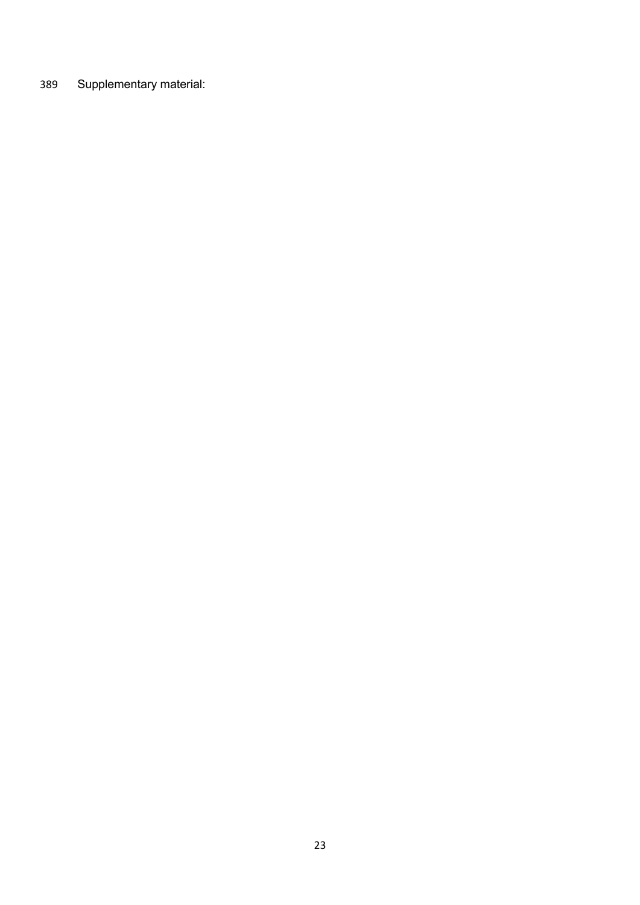Supplementary material: